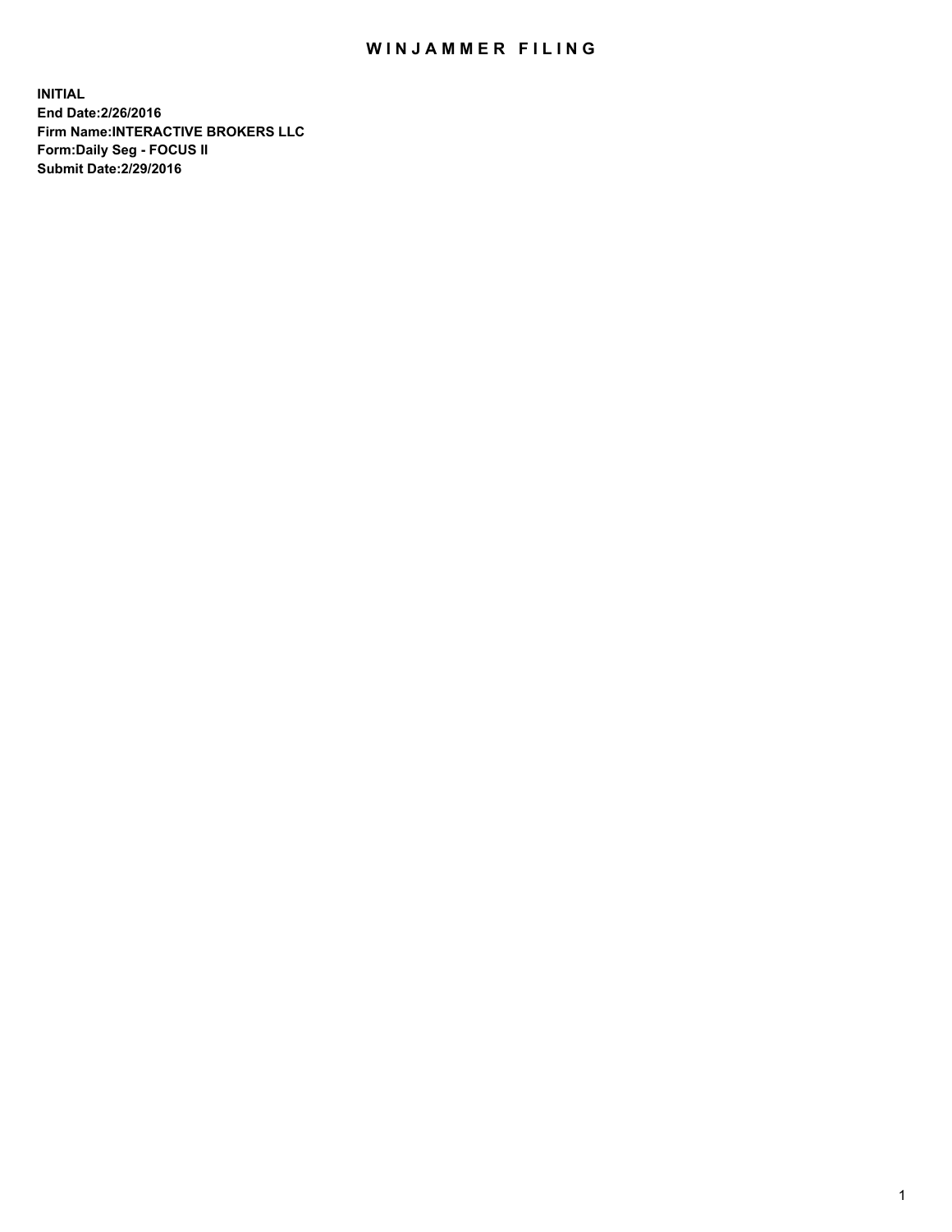# WINJAMMER FILING

**INITIAL**
**End Date:2/26/2016**
**Firm Name:INTERACTIVE BROKERS LLC**
**Form:Daily Seg - FOCUS II**
**Submit Date:2/29/2016**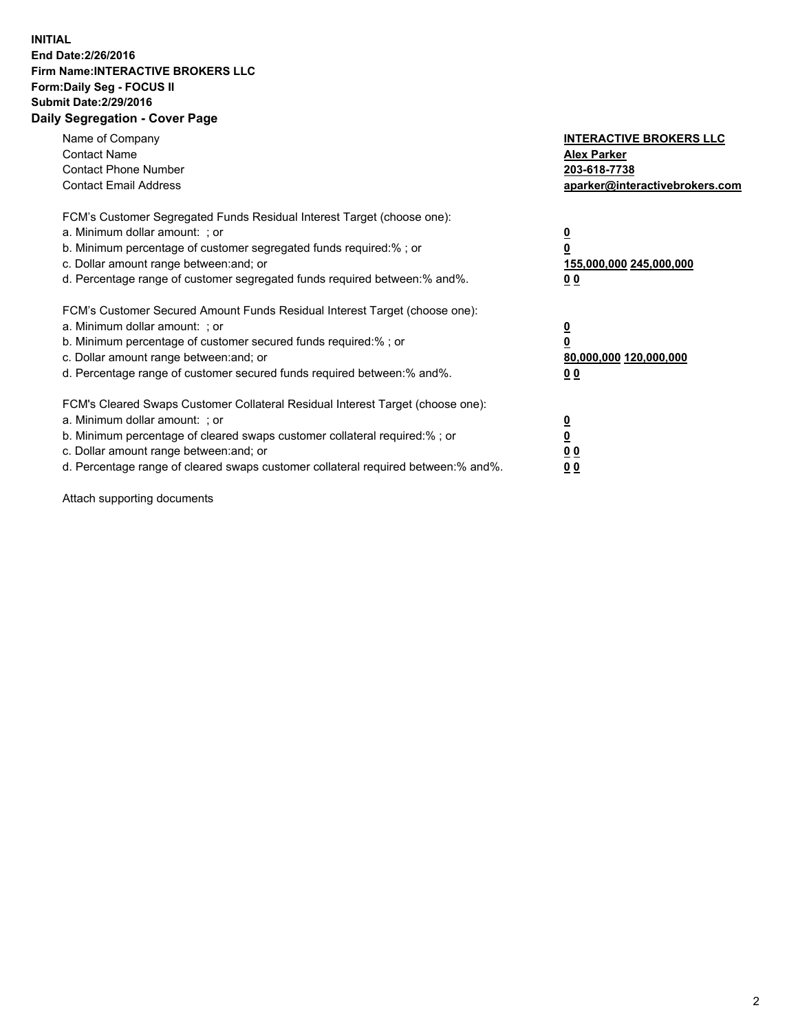**INITIAL**
**End Date:2/26/2016**
**Firm Name:INTERACTIVE BROKERS LLC**
**Form:Daily Seg - FOCUS II**
**Submit Date:2/29/2016**
**Daily Segregation - Cover Page**

| | |
|---|---|
| Name of Company | **INTERACTIVE BROKERS LLC** |
| Contact Name | **Alex Parker** |
| Contact Phone Number | **203-618-7738** |
| Contact Email Address | **aparker@interactivebrokers.com** |

FCM's Customer Segregated Funds Residual Interest Target (choose one):

| | |
|---|---|
| a. Minimum dollar amount: ; or | **0** |
| b. Minimum percentage of customer segregated funds required:% ; or | **0** |
| c. Dollar amount range between:and; or | **155,000,000 245,000,000** |
| d. Percentage range of customer segregated funds required between:% and%. | **0 0** |

FCM's Customer Secured Amount Funds Residual Interest Target (choose one):

| | |
|---|---|
| a. Minimum dollar amount: ; or | **0** |
| b. Minimum percentage of customer secured funds required:% ; or | **0** |
| c. Dollar amount range between:and; or | **80,000,000 120,000,000** |
| d. Percentage range of customer secured funds required between:% and%. | **0 0** |

FCM's Cleared Swaps Customer Collateral Residual Interest Target (choose one):

| | |
|---|---|
| a. Minimum dollar amount: ; or | **0** |
| b. Minimum percentage of cleared swaps customer collateral required:% ; or | **0** |
| c. Dollar amount range between:and; or | **0 0** |
| d. Percentage range of cleared swaps customer collateral required between:% and%. | **0 0** |

Attach supporting documents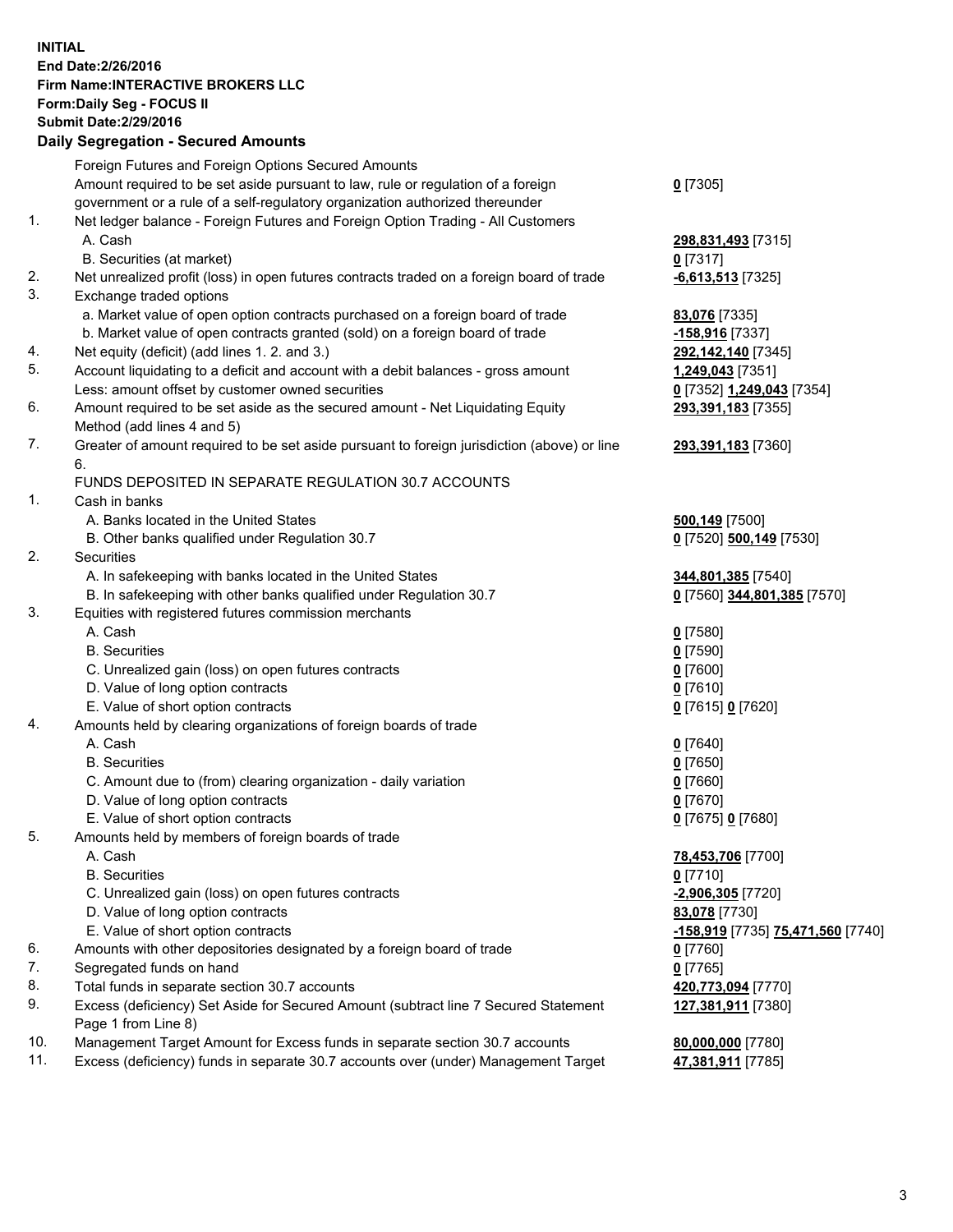**INITIAL**
**End Date:2/26/2016**
**Firm Name:INTERACTIVE BROKERS LLC**
**Form:Daily Seg - FOCUS II**
**Submit Date:2/29/2016**

## Daily Segregation - Secured Amounts

| | | |
|---|---|---|
| | Foreign Futures and Foreign Options Secured Amounts | |
| | Amount required to be set aside pursuant to law, rule or regulation of a foreign government or a rule of a self-regulatory organization authorized thereunder | 0 [7305] |
| 1. | Net ledger balance - Foreign Futures and Foreign Option Trading - All Customers | |
| | A. Cash | 298,831,493 [7315] |
| | B. Securities (at market) | 0 [7317] |
| 2. | Net unrealized profit (loss) in open futures contracts traded on a foreign board of trade | -6,613,513 [7325] |
| 3. | Exchange traded options | |
| | a. Market value of open option contracts purchased on a foreign board of trade | 83,076 [7335] |
| | b. Market value of open contracts granted (sold) on a foreign board of trade | -158,916 [7337] |
| 4. | Net equity (deficit) (add lines 1. 2. and 3.) | 292,142,140 [7345] |
| 5. | Account liquidating to a deficit and account with a debit balances - gross amount | 1,249,043 [7351] |
| | Less: amount offset by customer owned securities | 0 [7352] 1,249,043 [7354] |
| 6. | Amount required to be set aside as the secured amount - Net Liquidating Equity Method (add lines 4 and 5) | 293,391,183 [7355] |
| 7. | Greater of amount required to be set aside pursuant to foreign jurisdiction (above) or line 6. | 293,391,183 [7360] |
| | FUNDS DEPOSITED IN SEPARATE REGULATION 30.7 ACCOUNTS | |
| 1. | Cash in banks | |
| | A. Banks located in the United States | 500,149 [7500] |
| | B. Other banks qualified under Regulation 30.7 | 0 [7520] 500,149 [7530] |
| 2. | Securities | |
| | A. In safekeeping with banks located in the United States | 344,801,385 [7540] |
| | B. In safekeeping with other banks qualified under Regulation 30.7 | 0 [7560] 344,801,385 [7570] |
| 3. | Equities with registered futures commission merchants | |
| | A. Cash | 0 [7580] |
| | B. Securities | 0 [7590] |
| | C. Unrealized gain (loss) on open futures contracts | 0 [7600] |
| | D. Value of long option contracts | 0 [7610] |
| | E. Value of short option contracts | 0 [7615] 0 [7620] |
| 4. | Amounts held by clearing organizations of foreign boards of trade | |
| | A. Cash | 0 [7640] |
| | B. Securities | 0 [7650] |
| | C. Amount due to (from) clearing organization - daily variation | 0 [7660] |
| | D. Value of long option contracts | 0 [7670] |
| | E. Value of short option contracts | 0 [7675] 0 [7680] |
| 5. | Amounts held by members of foreign boards of trade | |
| | A. Cash | 78,453,706 [7700] |
| | B. Securities | 0 [7710] |
| | C. Unrealized gain (loss) on open futures contracts | -2,906,305 [7720] |
| | D. Value of long option contracts | 83,078 [7730] |
| | E. Value of short option contracts | -158,919 [7735] 75,471,560 [7740] |
| 6. | Amounts with other depositories designated by a foreign board of trade | 0 [7760] |
| 7. | Segregated funds on hand | 0 [7765] |
| 8. | Total funds in separate section 30.7 accounts | 420,773,094 [7770] |
| 9. | Excess (deficiency) Set Aside for Secured Amount (subtract line 7 Secured Statement Page 1 from Line 8) | 127,381,911 [7380] |
| 10. | Management Target Amount for Excess funds in separate section 30.7 accounts | 80,000,000 [7780] |
| 11. | Excess (deficiency) funds in separate 30.7 accounts over (under) Management Target | 47,381,911 [7785] |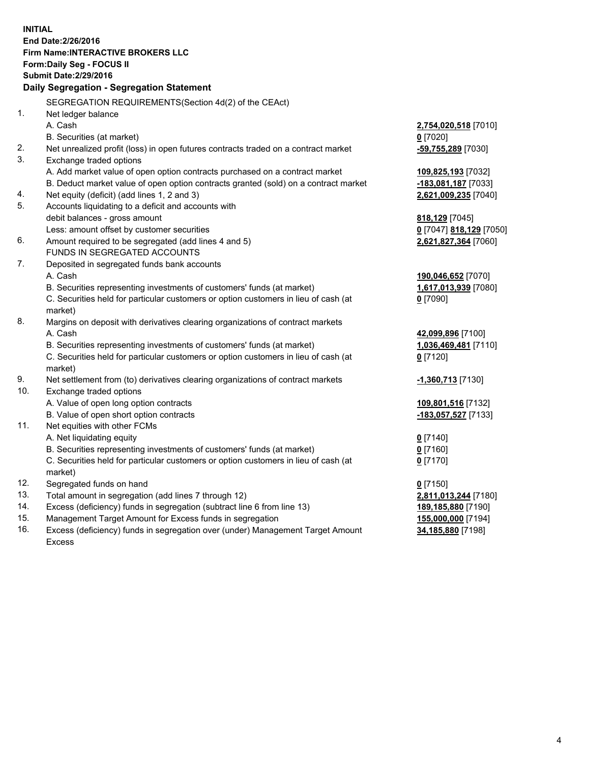**INITIAL**
**End Date:2/26/2016**
**Firm Name:INTERACTIVE BROKERS LLC**
**Form:Daily Seg - FOCUS II**
**Submit Date:2/29/2016**

## Daily Segregation - Segregation Statement

SEGREGATION REQUIREMENTS(Section 4d(2) of the CEAct)

| | | |
|---|---|---|
| 1. | Net ledger balance | |
| | A. Cash | **2,754,020,518** [7010] |
| | B. Securities (at market) | **0** [7020] |
| 2. | Net unrealized profit (loss) in open futures contracts traded on a contract market | **-59,755,289** [7030] |
| 3. | Exchange traded options | |
| | A. Add market value of open option contracts purchased on a contract market | **109,825,193** [7032] |
| | B. Deduct market value of open option contracts granted (sold) on a contract market | **-183,081,187** [7033] |
| 4. | Net equity (deficit) (add lines 1, 2 and 3) | **2,621,009,235** [7040] |
| 5. | Accounts liquidating to a deficit and accounts with | |
| | debit balances - gross amount | **818,129** [7045] |
| | Less: amount offset by customer securities | **0** [7047] **818,129** [7050] |
| 6. | Amount required to be segregated (add lines 4 and 5) | **2,621,827,364** [7060] |
| | FUNDS IN SEGREGATED ACCOUNTS | |
| 7. | Deposited in segregated funds bank accounts | |
| | A. Cash | **190,046,652** [7070] |
| | B. Securities representing investments of customers' funds (at market) | **1,617,013,939** [7080] |
| | C. Securities held for particular customers or option customers in lieu of cash (at market) | **0** [7090] |
| 8. | Margins on deposit with derivatives clearing organizations of contract markets | |
| | A. Cash | **42,099,896** [7100] |
| | B. Securities representing investments of customers' funds (at market) | **1,036,469,481** [7110] |
| | C. Securities held for particular customers or option customers in lieu of cash (at market) | **0** [7120] |
| 9. | Net settlement from (to) derivatives clearing organizations of contract markets | **-1,360,713** [7130] |
| 10. | Exchange traded options | |
| | A. Value of open long option contracts | **109,801,516** [7132] |
| | B. Value of open short option contracts | **-183,057,527** [7133] |
| 11. | Net equities with other FCMs | |
| | A. Net liquidating equity | **0** [7140] |
| | B. Securities representing investments of customers' funds (at market) | **0** [7160] |
| | C. Securities held for particular customers or option customers in lieu of cash (at market) | **0** [7170] |
| 12. | Segregated funds on hand | **0** [7150] |
| 13. | Total amount in segregation (add lines 7 through 12) | **2,811,013,244** [7180] |
| 14. | Excess (deficiency) funds in segregation (subtract line 6 from line 13) | **189,185,880** [7190] |
| 15. | Management Target Amount for Excess funds in segregation | **155,000,000** [7194] |
| 16. | Excess (deficiency) funds in segregation over (under) Management Target Amount Excess | **34,185,880** [7198] |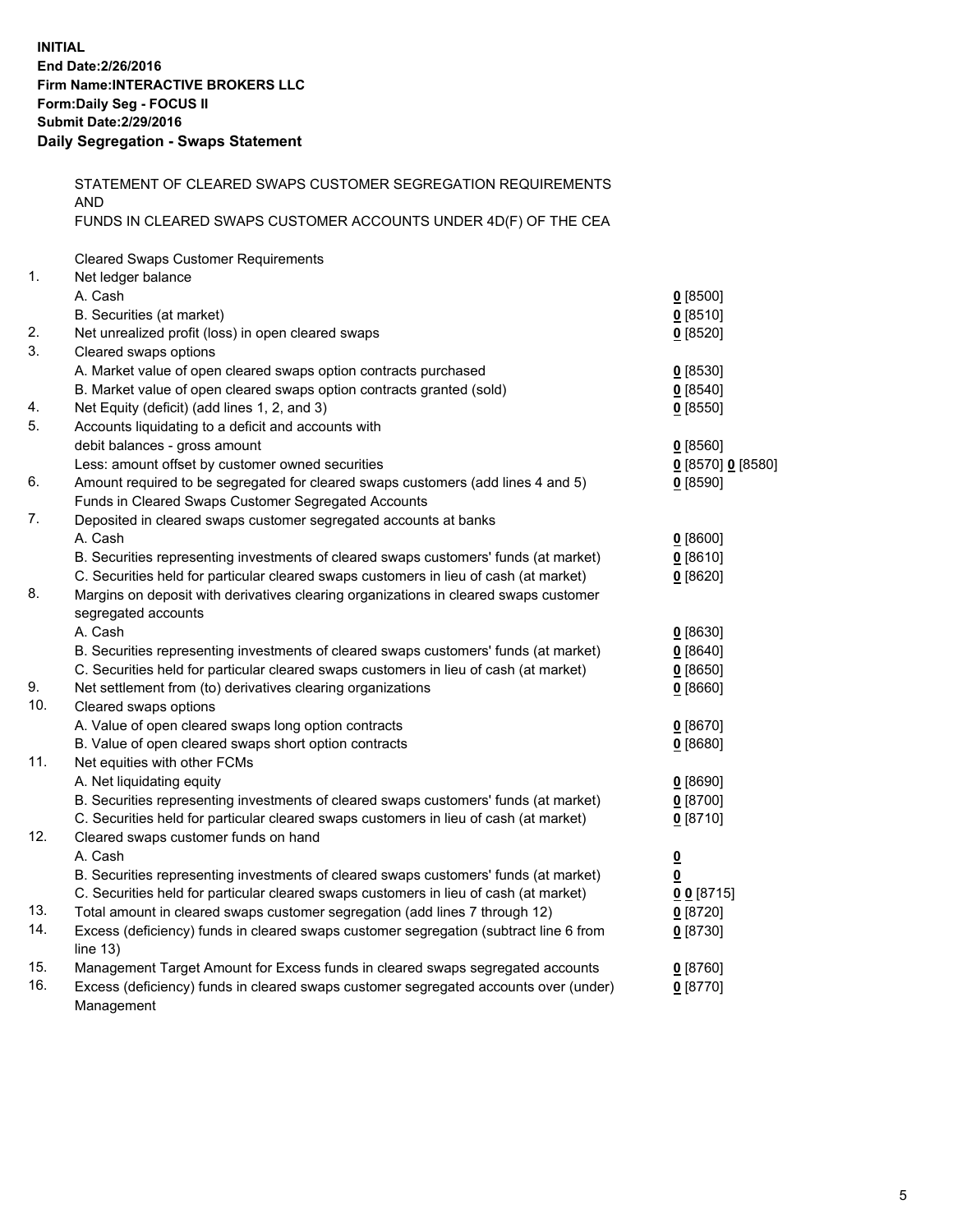**INITIAL**
**End Date:2/26/2016**
**Firm Name:INTERACTIVE BROKERS LLC**
**Form:Daily Seg - FOCUS II**
**Submit Date:2/29/2016**
**Daily Segregation - Swaps Statement**

STATEMENT OF CLEARED SWAPS CUSTOMER SEGREGATION REQUIREMENTS
AND
FUNDS IN CLEARED SWAPS CUSTOMER ACCOUNTS UNDER 4D(F) OF THE CEA

| | | |
|---|---|---|
| | Cleared Swaps Customer Requirements | |
| 1. | Net ledger balance | |
| | A. Cash | 0 [8500] |
| | B. Securities (at market) | 0 [8510] |
| 2. | Net unrealized profit (loss) in open cleared swaps | 0 [8520] |
| 3. | Cleared swaps options | |
| | A. Market value of open cleared swaps option contracts purchased | 0 [8530] |
| | B. Market value of open cleared swaps option contracts granted (sold) | 0 [8540] |
| 4. | Net Equity (deficit) (add lines 1, 2, and 3) | 0 [8550] |
| 5. | Accounts liquidating to a deficit and accounts with | |
| | debit balances - gross amount | 0 [8560] |
| | Less: amount offset by customer owned securities | 0 [8570] 0 [8580] |
| 6. | Amount required to be segregated for cleared swaps customers (add lines 4 and 5) | 0 [8590] |
| | Funds in Cleared Swaps Customer Segregated Accounts | |
| 7. | Deposited in cleared swaps customer segregated accounts at banks | |
| | A. Cash | 0 [8600] |
| | B. Securities representing investments of cleared swaps customers' funds (at market) | 0 [8610] |
| | C. Securities held for particular cleared swaps customers in lieu of cash (at market) | 0 [8620] |
| 8. | Margins on deposit with derivatives clearing organizations in cleared swaps customer segregated accounts | |
| | A. Cash | 0 [8630] |
| | B. Securities representing investments of cleared swaps customers' funds (at market) | 0 [8640] |
| | C. Securities held for particular cleared swaps customers in lieu of cash (at market) | 0 [8650] |
| 9. | Net settlement from (to) derivatives clearing organizations | 0 [8660] |
| 10. | Cleared swaps options | |
| | A. Value of open cleared swaps long option contracts | 0 [8670] |
| | B. Value of open cleared swaps short option contracts | 0 [8680] |
| 11. | Net equities with other FCMs | |
| | A. Net liquidating equity | 0 [8690] |
| | B. Securities representing investments of cleared swaps customers' funds (at market) | 0 [8700] |
| | C. Securities held for particular cleared swaps customers in lieu of cash (at market) | 0 [8710] |
| 12. | Cleared swaps customer funds on hand | |
| | A. Cash | 0 |
| | B. Securities representing investments of cleared swaps customers' funds (at market) | 0 |
| | C. Securities held for particular cleared swaps customers in lieu of cash (at market) | 0 0 [8715] |
| 13. | Total amount in cleared swaps customer segregation (add lines 7 through 12) | 0 [8720] |
| 14. | Excess (deficiency) funds in cleared swaps customer segregation (subtract line 6 from line 13) | 0 [8730] |
| 15. | Management Target Amount for Excess funds in cleared swaps segregated accounts | 0 [8760] |
| 16. | Excess (deficiency) funds in cleared swaps customer segregated accounts over (under) Management | 0 [8770] |